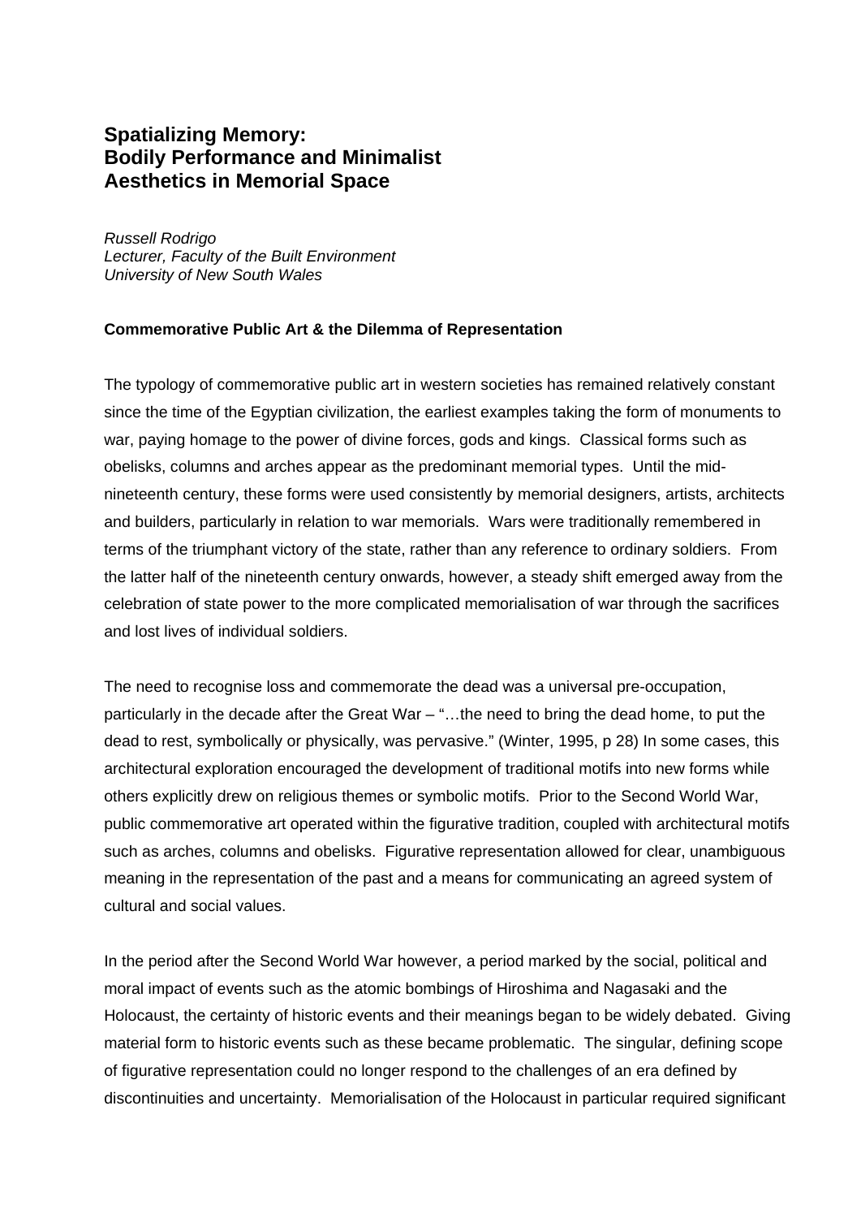# Spatializing Memory: Bodily Performance and Minimalist Aesthetics in Memorial Space

*Russell Rodrigo*
*Lecturer, Faculty of the Built Environment*
*University of New South Wales*

## Commemorative Public Art & the Dilemma of Representation

The typology of commemorative public art in western societies has remained relatively constant since the time of the Egyptian civilization, the earliest examples taking the form of monuments to war, paying homage to the power of divine forces, gods and kings. Classical forms such as obelisks, columns and arches appear as the predominant memorial types. Until the mid-nineteenth century, these forms were used consistently by memorial designers, artists, architects and builders, particularly in relation to war memorials. Wars were traditionally remembered in terms of the triumphant victory of the state, rather than any reference to ordinary soldiers. From the latter half of the nineteenth century onwards, however, a steady shift emerged away from the celebration of state power to the more complicated memorialisation of war through the sacrifices and lost lives of individual soldiers.

The need to recognise loss and commemorate the dead was a universal pre-occupation, particularly in the decade after the Great War – "…the need to bring the dead home, to put the dead to rest, symbolically or physically, was pervasive." (Winter, 1995, p 28) In some cases, this architectural exploration encouraged the development of traditional motifs into new forms while others explicitly drew on religious themes or symbolic motifs. Prior to the Second World War, public commemorative art operated within the figurative tradition, coupled with architectural motifs such as arches, columns and obelisks. Figurative representation allowed for clear, unambiguous meaning in the representation of the past and a means for communicating an agreed system of cultural and social values.

In the period after the Second World War however, a period marked by the social, political and moral impact of events such as the atomic bombings of Hiroshima and Nagasaki and the Holocaust, the certainty of historic events and their meanings began to be widely debated. Giving material form to historic events such as these became problematic. The singular, defining scope of figurative representation could no longer respond to the challenges of an era defined by discontinuities and uncertainty. Memorialisation of the Holocaust in particular required significant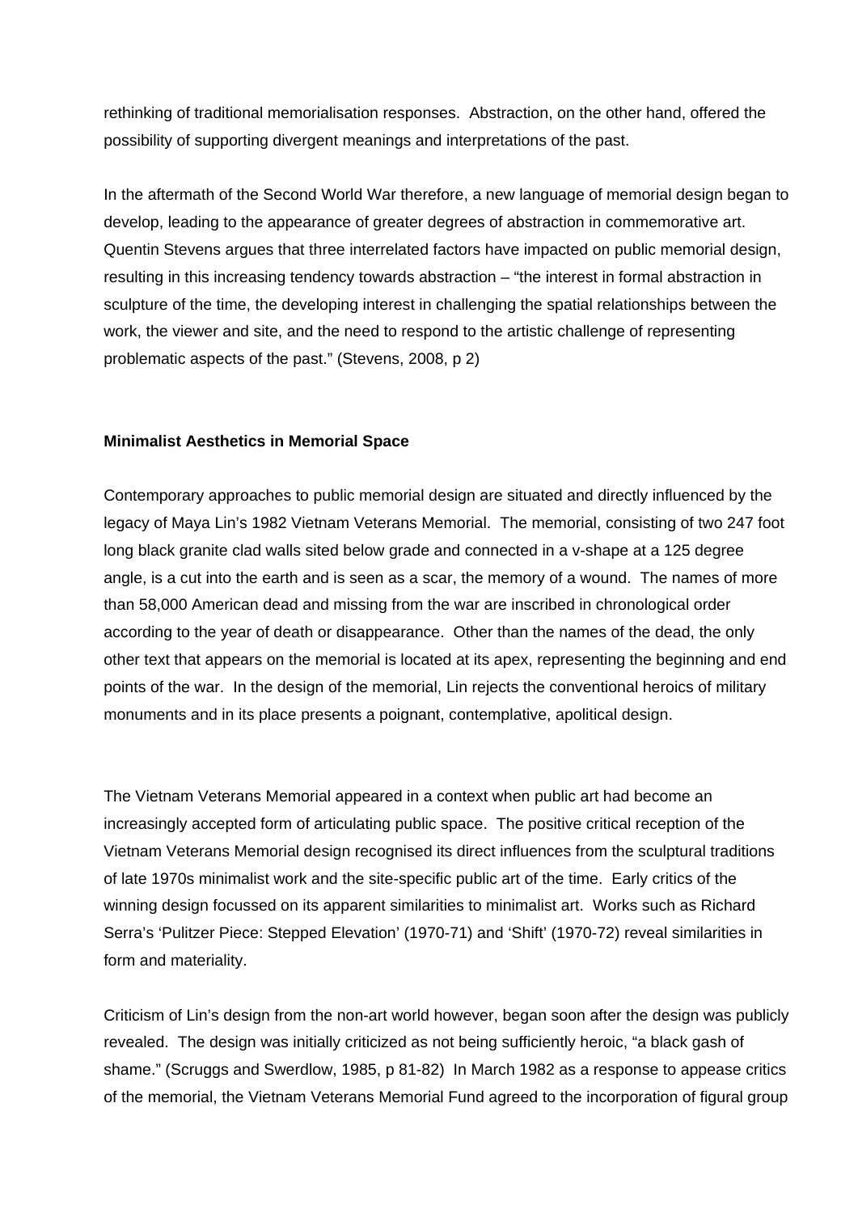rethinking of traditional memorialisation responses. Abstraction, on the other hand, offered the possibility of supporting divergent meanings and interpretations of the past.

In the aftermath of the Second World War therefore, a new language of memorial design began to develop, leading to the appearance of greater degrees of abstraction in commemorative art. Quentin Stevens argues that three interrelated factors have impacted on public memorial design, resulting in this increasing tendency towards abstraction – "the interest in formal abstraction in sculpture of the time, the developing interest in challenging the spatial relationships between the work, the viewer and site, and the need to respond to the artistic challenge of representing problematic aspects of the past." (Stevens, 2008, p 2)

**Minimalist Aesthetics in Memorial Space**

Contemporary approaches to public memorial design are situated and directly influenced by the legacy of Maya Lin's 1982 Vietnam Veterans Memorial. The memorial, consisting of two 247 foot long black granite clad walls sited below grade and connected in a v-shape at a 125 degree angle, is a cut into the earth and is seen as a scar, the memory of a wound. The names of more than 58,000 American dead and missing from the war are inscribed in chronological order according to the year of death or disappearance. Other than the names of the dead, the only other text that appears on the memorial is located at its apex, representing the beginning and end points of the war. In the design of the memorial, Lin rejects the conventional heroics of military monuments and in its place presents a poignant, contemplative, apolitical design.

The Vietnam Veterans Memorial appeared in a context when public art had become an increasingly accepted form of articulating public space. The positive critical reception of the Vietnam Veterans Memorial design recognised its direct influences from the sculptural traditions of late 1970s minimalist work and the site-specific public art of the time. Early critics of the winning design focussed on its apparent similarities to minimalist art. Works such as Richard Serra's 'Pulitzer Piece: Stepped Elevation' (1970-71) and 'Shift' (1970-72) reveal similarities in form and materiality.

Criticism of Lin's design from the non-art world however, began soon after the design was publicly revealed. The design was initially criticized as not being sufficiently heroic, "a black gash of shame." (Scruggs and Swerdlow, 1985, p 81-82) In March 1982 as a response to appease critics of the memorial, the Vietnam Veterans Memorial Fund agreed to the incorporation of figural group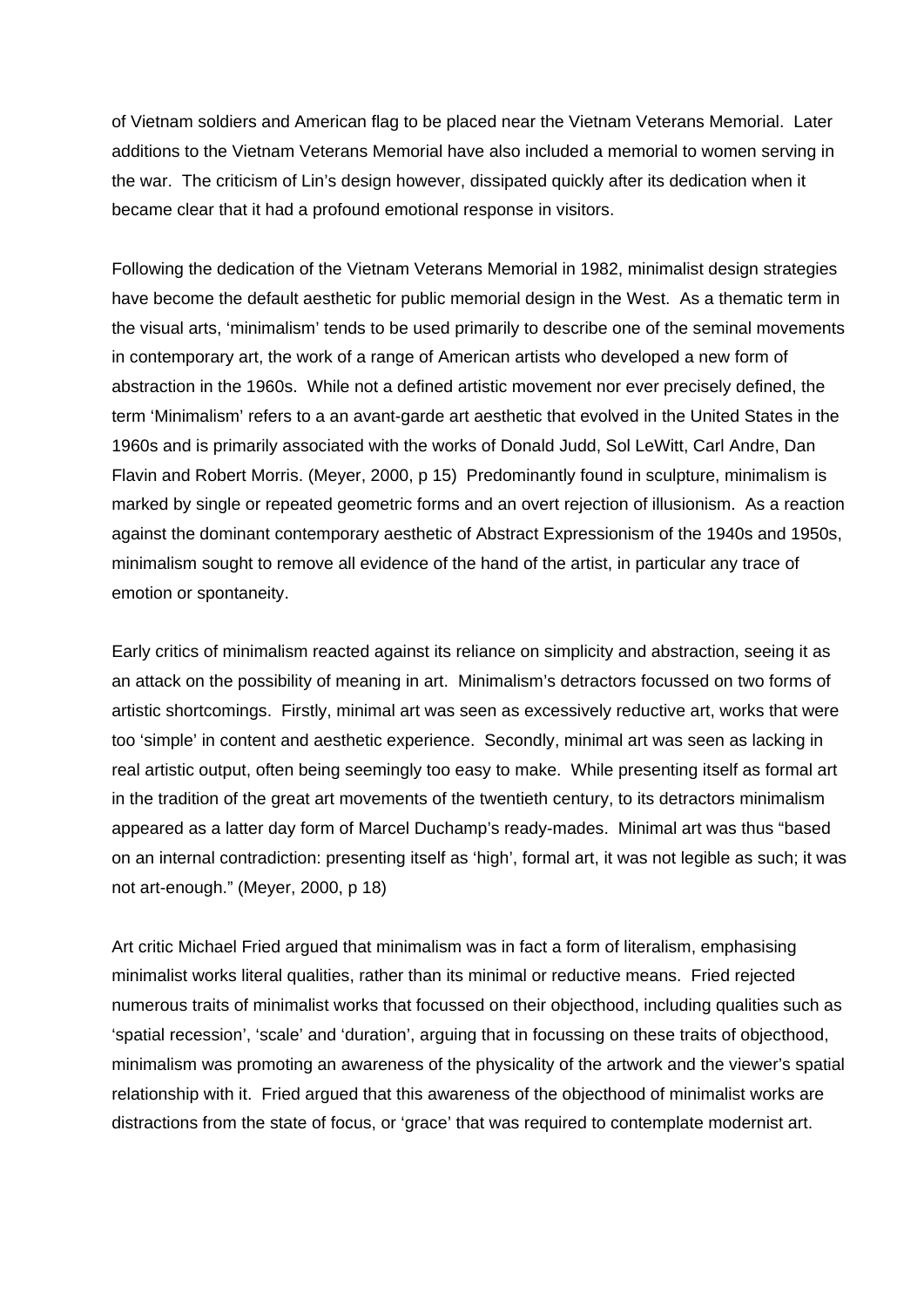of Vietnam soldiers and American flag to be placed near the Vietnam Veterans Memorial. Later additions to the Vietnam Veterans Memorial have also included a memorial to women serving in the war. The criticism of Lin's design however, dissipated quickly after its dedication when it became clear that it had a profound emotional response in visitors.

Following the dedication of the Vietnam Veterans Memorial in 1982, minimalist design strategies have become the default aesthetic for public memorial design in the West. As a thematic term in the visual arts, 'minimalism' tends to be used primarily to describe one of the seminal movements in contemporary art, the work of a range of American artists who developed a new form of abstraction in the 1960s. While not a defined artistic movement nor ever precisely defined, the term 'Minimalism' refers to a an avant-garde art aesthetic that evolved in the United States in the 1960s and is primarily associated with the works of Donald Judd, Sol LeWitt, Carl Andre, Dan Flavin and Robert Morris. (Meyer, 2000, p 15) Predominantly found in sculpture, minimalism is marked by single or repeated geometric forms and an overt rejection of illusionism. As a reaction against the dominant contemporary aesthetic of Abstract Expressionism of the 1940s and 1950s, minimalism sought to remove all evidence of the hand of the artist, in particular any trace of emotion or spontaneity.

Early critics of minimalism reacted against its reliance on simplicity and abstraction, seeing it as an attack on the possibility of meaning in art. Minimalism's detractors focussed on two forms of artistic shortcomings. Firstly, minimal art was seen as excessively reductive art, works that were too 'simple' in content and aesthetic experience. Secondly, minimal art was seen as lacking in real artistic output, often being seemingly too easy to make. While presenting itself as formal art in the tradition of the great art movements of the twentieth century, to its detractors minimalism appeared as a latter day form of Marcel Duchamp's ready-mades. Minimal art was thus "based on an internal contradiction: presenting itself as 'high', formal art, it was not legible as such; it was not art-enough." (Meyer, 2000, p 18)

Art critic Michael Fried argued that minimalism was in fact a form of literalism, emphasising minimalist works literal qualities, rather than its minimal or reductive means. Fried rejected numerous traits of minimalist works that focussed on their objecthood, including qualities such as 'spatial recession', 'scale' and 'duration', arguing that in focussing on these traits of objecthood, minimalism was promoting an awareness of the physicality of the artwork and the viewer's spatial relationship with it. Fried argued that this awareness of the objecthood of minimalist works are distractions from the state of focus, or 'grace' that was required to contemplate modernist art.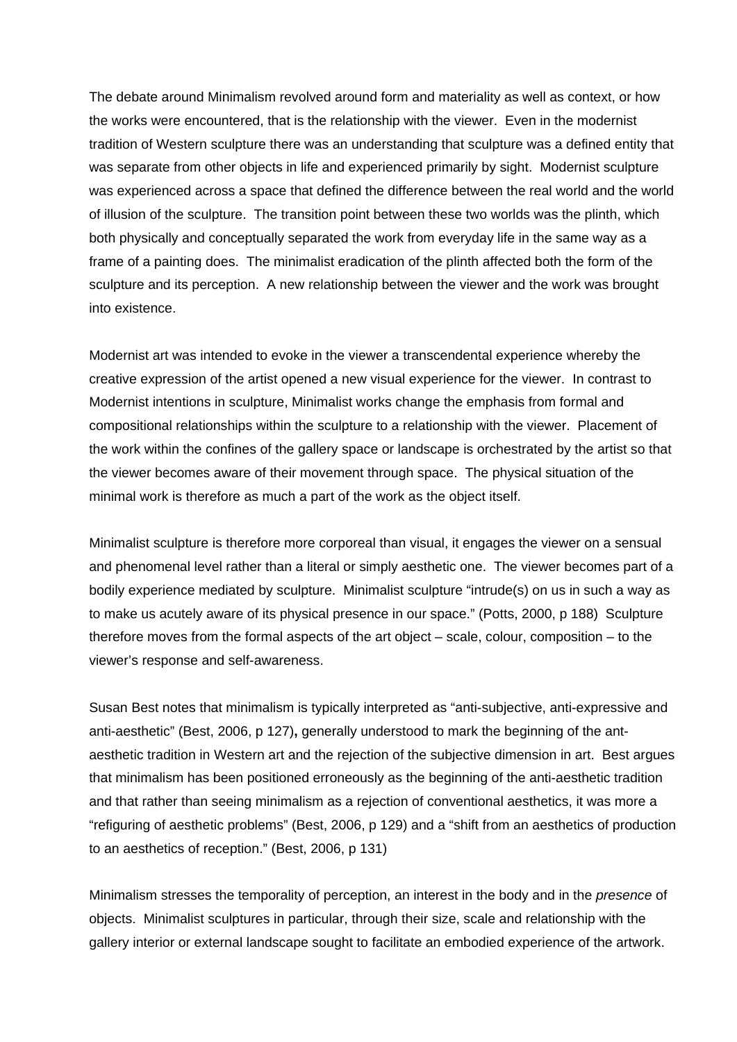The debate around Minimalism revolved around form and materiality as well as context, or how the works were encountered, that is the relationship with the viewer. Even in the modernist tradition of Western sculpture there was an understanding that sculpture was a defined entity that was separate from other objects in life and experienced primarily by sight. Modernist sculpture was experienced across a space that defined the difference between the real world and the world of illusion of the sculpture. The transition point between these two worlds was the plinth, which both physically and conceptually separated the work from everyday life in the same way as a frame of a painting does. The minimalist eradication of the plinth affected both the form of the sculpture and its perception. A new relationship between the viewer and the work was brought into existence.

Modernist art was intended to evoke in the viewer a transcendental experience whereby the creative expression of the artist opened a new visual experience for the viewer. In contrast to Modernist intentions in sculpture, Minimalist works change the emphasis from formal and compositional relationships within the sculpture to a relationship with the viewer. Placement of the work within the confines of the gallery space or landscape is orchestrated by the artist so that the viewer becomes aware of their movement through space. The physical situation of the minimal work is therefore as much a part of the work as the object itself.

Minimalist sculpture is therefore more corporeal than visual, it engages the viewer on a sensual and phenomenal level rather than a literal or simply aesthetic one. The viewer becomes part of a bodily experience mediated by sculpture. Minimalist sculpture "intrude(s) on us in such a way as to make us acutely aware of its physical presence in our space." (Potts, 2000, p 188) Sculpture therefore moves from the formal aspects of the art object – scale, colour, composition – to the viewer's response and self-awareness.

Susan Best notes that minimalism is typically interpreted as "anti-subjective, anti-expressive and anti-aesthetic" (Best, 2006, p 127)**,** generally understood to mark the beginning of the ant-aesthetic tradition in Western art and the rejection of the subjective dimension in art. Best argues that minimalism has been positioned erroneously as the beginning of the anti-aesthetic tradition and that rather than seeing minimalism as a rejection of conventional aesthetics, it was more a "refiguring of aesthetic problems" (Best, 2006, p 129) and a "shift from an aesthetics of production to an aesthetics of reception." (Best, 2006, p 131)

Minimalism stresses the temporality of perception, an interest in the body and in the *presence* of objects. Minimalist sculptures in particular, through their size, scale and relationship with the gallery interior or external landscape sought to facilitate an embodied experience of the artwork.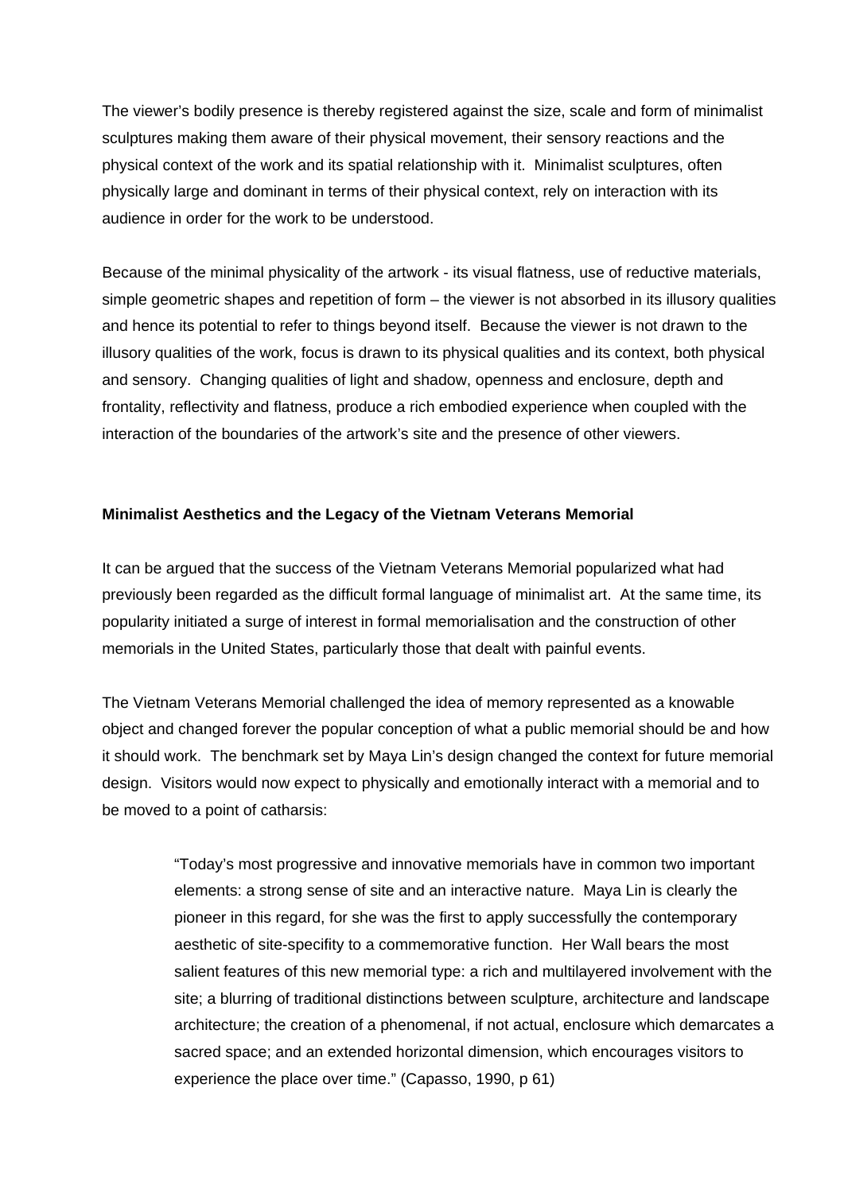The viewer's bodily presence is thereby registered against the size, scale and form of minimalist sculptures making them aware of their physical movement, their sensory reactions and the physical context of the work and its spatial relationship with it. Minimalist sculptures, often physically large and dominant in terms of their physical context, rely on interaction with its audience in order for the work to be understood.

Because of the minimal physicality of the artwork - its visual flatness, use of reductive materials, simple geometric shapes and repetition of form – the viewer is not absorbed in its illusory qualities and hence its potential to refer to things beyond itself. Because the viewer is not drawn to the illusory qualities of the work, focus is drawn to its physical qualities and its context, both physical and sensory. Changing qualities of light and shadow, openness and enclosure, depth and frontality, reflectivity and flatness, produce a rich embodied experience when coupled with the interaction of the boundaries of the artwork's site and the presence of other viewers.

**Minimalist Aesthetics and the Legacy of the Vietnam Veterans Memorial**

It can be argued that the success of the Vietnam Veterans Memorial popularized what had previously been regarded as the difficult formal language of minimalist art. At the same time, its popularity initiated a surge of interest in formal memorialisation and the construction of other memorials in the United States, particularly those that dealt with painful events.

The Vietnam Veterans Memorial challenged the idea of memory represented as a knowable object and changed forever the popular conception of what a public memorial should be and how it should work. The benchmark set by Maya Lin's design changed the context for future memorial design. Visitors would now expect to physically and emotionally interact with a memorial and to be moved to a point of catharsis:

> "Today's most progressive and innovative memorials have in common two important elements: a strong sense of site and an interactive nature. Maya Lin is clearly the pioneer in this regard, for she was the first to apply successfully the contemporary aesthetic of site-specifity to a commemorative function. Her Wall bears the most salient features of this new memorial type: a rich and multilayered involvement with the site; a blurring of traditional distinctions between sculpture, architecture and landscape architecture; the creation of a phenomenal, if not actual, enclosure which demarcates a sacred space; and an extended horizontal dimension, which encourages visitors to experience the place over time." (Capasso, 1990, p 61)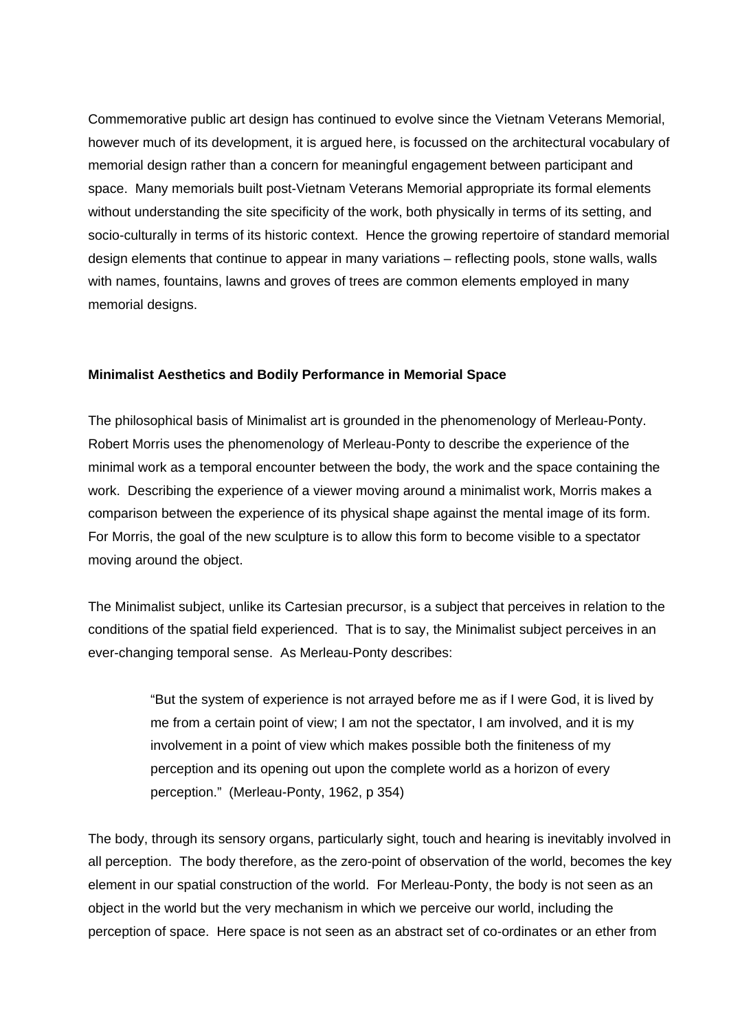Commemorative public art design has continued to evolve since the Vietnam Veterans Memorial, however much of its development, it is argued here, is focussed on the architectural vocabulary of memorial design rather than a concern for meaningful engagement between participant and space. Many memorials built post-Vietnam Veterans Memorial appropriate its formal elements without understanding the site specificity of the work, both physically in terms of its setting, and socio-culturally in terms of its historic context. Hence the growing repertoire of standard memorial design elements that continue to appear in many variations – reflecting pools, stone walls, walls with names, fountains, lawns and groves of trees are common elements employed in many memorial designs.

**Minimalist Aesthetics and Bodily Performance in Memorial Space**

The philosophical basis of Minimalist art is grounded in the phenomenology of Merleau-Ponty. Robert Morris uses the phenomenology of Merleau-Ponty to describe the experience of the minimal work as a temporal encounter between the body, the work and the space containing the work. Describing the experience of a viewer moving around a minimalist work, Morris makes a comparison between the experience of its physical shape against the mental image of its form. For Morris, the goal of the new sculpture is to allow this form to become visible to a spectator moving around the object.

The Minimalist subject, unlike its Cartesian precursor, is a subject that perceives in relation to the conditions of the spatial field experienced. That is to say, the Minimalist subject perceives in an ever-changing temporal sense. As Merleau-Ponty describes:

> "But the system of experience is not arrayed before me as if I were God, it is lived by me from a certain point of view; I am not the spectator, I am involved, and it is my involvement in a point of view which makes possible both the finiteness of my perception and its opening out upon the complete world as a horizon of every perception." (Merleau-Ponty, 1962, p 354)

The body, through its sensory organs, particularly sight, touch and hearing is inevitably involved in all perception. The body therefore, as the zero-point of observation of the world, becomes the key element in our spatial construction of the world. For Merleau-Ponty, the body is not seen as an object in the world but the very mechanism in which we perceive our world, including the perception of space. Here space is not seen as an abstract set of co-ordinates or an ether from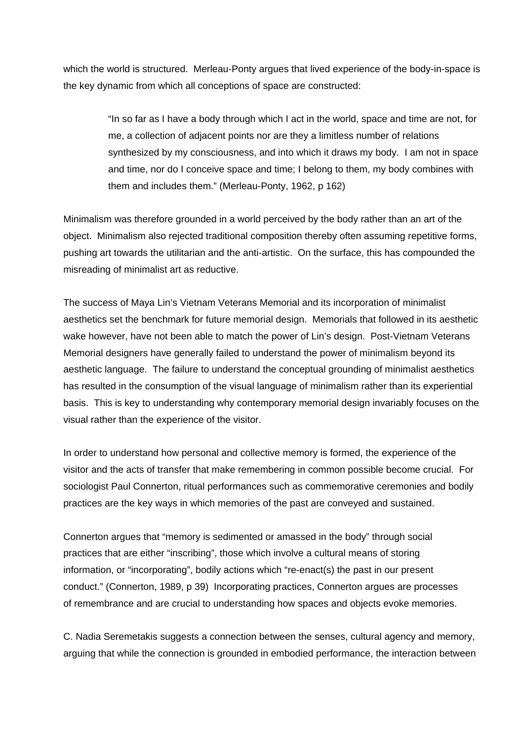which the world is structured. Merleau-Ponty argues that lived experience of the body-in-space is the key dynamic from which all conceptions of space are constructed:

> "In so far as I have a body through which I act in the world, space and time are not, for me, a collection of adjacent points nor are they a limitless number of relations synthesized by my consciousness, and into which it draws my body. I am not in space and time, nor do I conceive space and time; I belong to them, my body combines with them and includes them." (Merleau-Ponty, 1962, p 162)

Minimalism was therefore grounded in a world perceived by the body rather than an art of the object. Minimalism also rejected traditional composition thereby often assuming repetitive forms, pushing art towards the utilitarian and the anti-artistic. On the surface, this has compounded the misreading of minimalist art as reductive.

The success of Maya Lin's Vietnam Veterans Memorial and its incorporation of minimalist aesthetics set the benchmark for future memorial design. Memorials that followed in its aesthetic wake however, have not been able to match the power of Lin's design. Post-Vietnam Veterans Memorial designers have generally failed to understand the power of minimalism beyond its aesthetic language. The failure to understand the conceptual grounding of minimalist aesthetics has resulted in the consumption of the visual language of minimalism rather than its experiential basis. This is key to understanding why contemporary memorial design invariably focuses on the visual rather than the experience of the visitor.

In order to understand how personal and collective memory is formed, the experience of the visitor and the acts of transfer that make remembering in common possible become crucial. For sociologist Paul Connerton, ritual performances such as commemorative ceremonies and bodily practices are the key ways in which memories of the past are conveyed and sustained.

Connerton argues that "memory is sedimented or amassed in the body" through social practices that are either "inscribing", those which involve a cultural means of storing information, or "incorporating", bodily actions which "re-enact(s) the past in our present conduct." (Connerton, 1989, p 39) Incorporating practices, Connerton argues are processes of remembrance and are crucial to understanding how spaces and objects evoke memories.

C. Nadia Seremetakis suggests a connection between the senses, cultural agency and memory, arguing that while the connection is grounded in embodied performance, the interaction between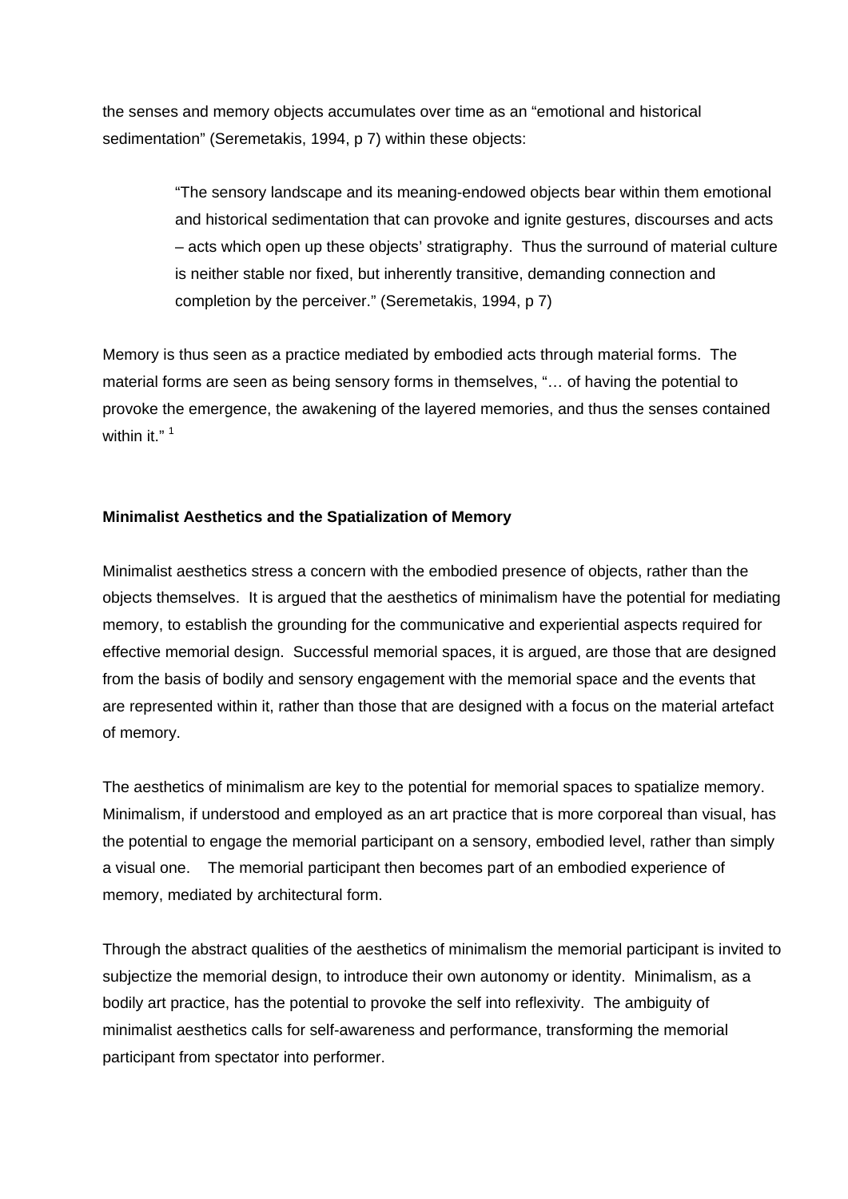the senses and memory objects accumulates over time as an "emotional and historical sedimentation" (Seremetakis, 1994, p 7) within these objects:

> "The sensory landscape and its meaning-endowed objects bear within them emotional and historical sedimentation that can provoke and ignite gestures, discourses and acts – acts which open up these objects' stratigraphy. Thus the surround of material culture is neither stable nor fixed, but inherently transitive, demanding connection and completion by the perceiver." (Seremetakis, 1994, p 7)

Memory is thus seen as a practice mediated by embodied acts through material forms. The material forms are seen as being sensory forms in themselves, "… of having the potential to provoke the emergence, the awakening of the layered memories, and thus the senses contained within it." [1]

**Minimalist Aesthetics and the Spatialization of Memory**

Minimalist aesthetics stress a concern with the embodied presence of objects, rather than the objects themselves. It is argued that the aesthetics of minimalism have the potential for mediating memory, to establish the grounding for the communicative and experiential aspects required for effective memorial design. Successful memorial spaces, it is argued, are those that are designed from the basis of bodily and sensory engagement with the memorial space and the events that are represented within it, rather than those that are designed with a focus on the material artefact of memory.

The aesthetics of minimalism are key to the potential for memorial spaces to spatialize memory. Minimalism, if understood and employed as an art practice that is more corporeal than visual, has the potential to engage the memorial participant on a sensory, embodied level, rather than simply a visual one. The memorial participant then becomes part of an embodied experience of memory, mediated by architectural form.

Through the abstract qualities of the aesthetics of minimalism the memorial participant is invited to subjectize the memorial design, to introduce their own autonomy or identity. Minimalism, as a bodily art practice, has the potential to provoke the self into reflexivity. The ambiguity of minimalist aesthetics calls for self-awareness and performance, transforming the memorial participant from spectator into performer.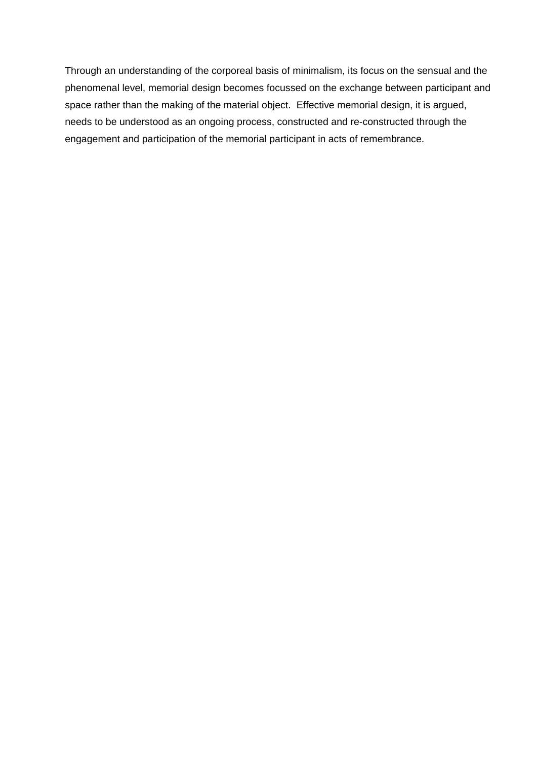Through an understanding of the corporeal basis of minimalism, its focus on the sensual and the phenomenal level, memorial design becomes focussed on the exchange between participant and space rather than the making of the material object. Effective memorial design, it is argued, needs to be understood as an ongoing process, constructed and re-constructed through the engagement and participation of the memorial participant in acts of remembrance.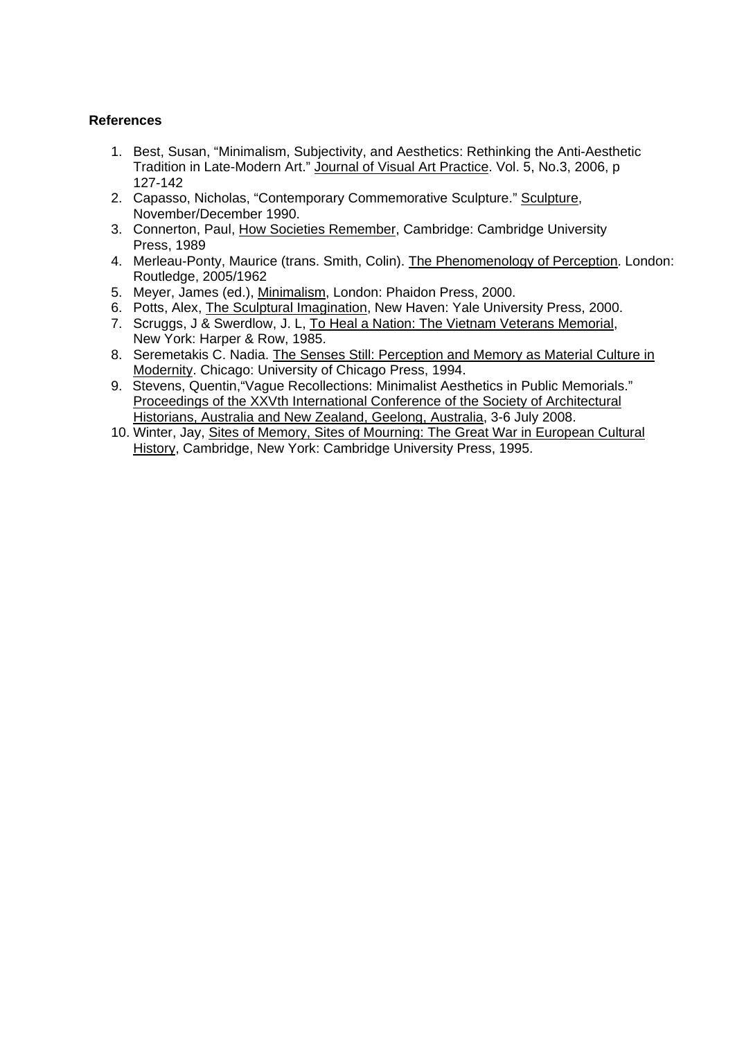**References**

1. Best, Susan, "Minimalism, Subjectivity, and Aesthetics: Rethinking the Anti-Aesthetic Tradition in Late-Modern Art." Journal of Visual Art Practice. Vol. 5, No.3, 2006, p 127-142
2. Capasso, Nicholas, "Contemporary Commemorative Sculpture." Sculpture, November/December 1990.
3. Connerton, Paul, How Societies Remember, Cambridge: Cambridge University Press, 1989
4. Merleau-Ponty, Maurice (trans. Smith, Colin). The Phenomenology of Perception. London: Routledge, 2005/1962
5. Meyer, James (ed.), Minimalism, London: Phaidon Press, 2000.
6. Potts, Alex, The Sculptural Imagination, New Haven: Yale University Press, 2000.
7. Scruggs, J & Swerdlow, J. L, To Heal a Nation: The Vietnam Veterans Memorial, New York: Harper & Row, 1985.
8. Seremetakis C. Nadia. The Senses Still: Perception and Memory as Material Culture in Modernity. Chicago: University of Chicago Press, 1994.
9. Stevens, Quentin,"Vague Recollections: Minimalist Aesthetics in Public Memorials." Proceedings of the XXVth International Conference of the Society of Architectural Historians, Australia and New Zealand, Geelong, Australia, 3-6 July 2008.
10. Winter, Jay, Sites of Memory, Sites of Mourning: The Great War in European Cultural History, Cambridge, New York: Cambridge University Press, 1995.